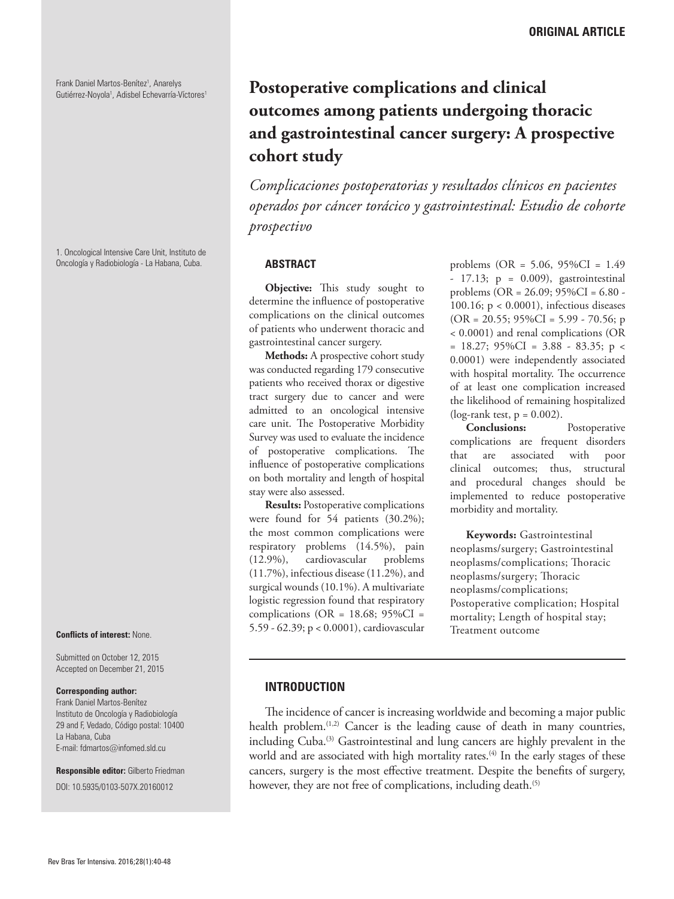ORIGINAL ARTICLE

Frank Daniel Martos-Benítez[1], Anarelys Gutiérrez-Noyola[1], Adisbel Echevarría-Víctores[1]

1. Oncological Intensive Care Unit, Instituto de Oncología y Radiobiología - La Habana, Cuba.

# Postoperative complications and clinical outcomes among patients undergoing thoracic and gastrointestinal cancer surgery: A prospective cohort study

*Complicaciones postoperatorias y resultados clínicos en pacientes operados por cáncer torácico y gastrointestinal: Estudio de cohorte prospectivo*

## ABSTRACT

**Objective:** This study sought to determine the influence of postoperative complications on the clinical outcomes of patients who underwent thoracic and gastrointestinal cancer surgery.

**Methods:** A prospective cohort study was conducted regarding 179 consecutive patients who received thorax or digestive tract surgery due to cancer and were admitted to an oncological intensive care unit. The Postoperative Morbidity Survey was used to evaluate the incidence of postoperative complications. The influence of postoperative complications on both mortality and length of hospital stay were also assessed.

**Results:** Postoperative complications were found for 54 patients (30.2%); the most common complications were respiratory problems (14.5%), pain (12.9%), cardiovascular problems (11.7%), infectious disease (11.2%), and surgical wounds (10.1%). A multivariate logistic regression found that respiratory complications (OR = 18.68; 95%CI = 5.59 - 62.39; $p < 0.0001$), cardiovascular problems (OR = 5.06, 95%CI = 1.49 - 17.13; $p = 0.009$), gastrointestinal problems (OR = 26.09; 95%CI = 6.80 - 100.16; $p < 0.0001$), infectious diseases (OR = 20.55; 95%CI = 5.99 - 70.56; $p < 0.0001$) and renal complications (OR = 18.27; 95%CI = 3.88 - 83.35; $p < 0.0001$) were independently associated with hospital mortality. The occurrence of at least one complication increased the likelihood of remaining hospitalized (log-rank test, $p = 0.002$).

**Conclusions:** Postoperative complications are frequent disorders that are associated with poor clinical outcomes; thus, structural and procedural changes should be implemented to reduce postoperative morbidity and mortality.

**Keywords:** Gastrointestinal neoplasms/surgery; Gastrointestinal neoplasms/complications; Thoracic neoplasms/surgery; Thoracic neoplasms/complications; Postoperative complication; Hospital mortality; Length of hospital stay; Treatment outcome

**Conflicts of interest:** None.

Submitted on October 12, 2015
Accepted on December 21, 2015

**Corresponding author:**
Frank Daniel Martos-Benítez
Instituto de Oncología y Radiobiología
29 and F, Vedado, Código postal: 10400
La Habana, Cuba
E-mail: fdmartos@infomed.sld.cu

**Responsible editor:** Gilberto Friedman

DOI: 10.5935/0103-507X.20160012

## INTRODUCTION

The incidence of cancer is increasing worldwide and becoming a major public health problem.[1,2] Cancer is the leading cause of death in many countries, including Cuba.[3] Gastrointestinal and lung cancers are highly prevalent in the world and are associated with high mortality rates.[4] In the early stages of these cancers, surgery is the most effective treatment. Despite the benefits of surgery, however, they are not free of complications, including death.[5]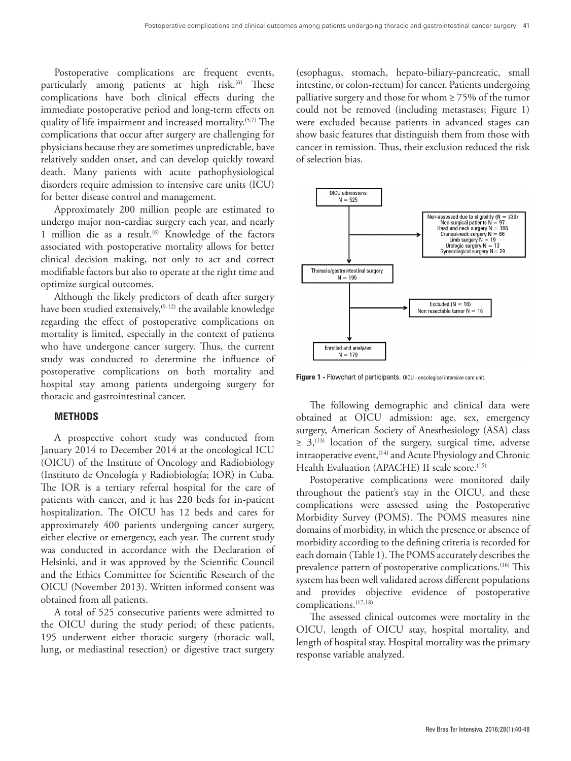Postoperative complications are frequent events, particularly among patients at high risk.[6] These complications have both clinical effects during the immediate postoperative period and long-term effects on quality of life impairment and increased mortality.[5,7] The complications that occur after surgery are challenging for physicians because they are sometimes unpredictable, have relatively sudden onset, and can develop quickly toward death. Many patients with acute pathophysiological disorders require admission to intensive care units (ICU) for better disease control and management.

Approximately 200 million people are estimated to undergo major non-cardiac surgery each year, and nearly 1 million die as a result.[8] Knowledge of the factors associated with postoperative mortality allows for better clinical decision making, not only to act and correct modifiable factors but also to operate at the right time and optimize surgical outcomes.

Although the likely predictors of death after surgery have been studied extensively,[9-12] the available knowledge regarding the effect of postoperative complications on mortality is limited, especially in the context of patients who have undergone cancer surgery. Thus, the current study was conducted to determine the influence of postoperative complications on both mortality and hospital stay among patients undergoing surgery for thoracic and gastrointestinal cancer.

## METHODS

A prospective cohort study was conducted from January 2014 to December 2014 at the oncological ICU (OICU) of the Institute of Oncology and Radiobiology (Instituto de Oncología y Radiobiología; IOR) in Cuba. The IOR is a tertiary referral hospital for the care of patients with cancer, and it has 220 beds for in-patient hospitalization. The OICU has 12 beds and cares for approximately 400 patients undergoing cancer surgery, either elective or emergency, each year. The current study was conducted in accordance with the Declaration of Helsinki, and it was approved by the Scientific Council and the Ethics Committee for Scientific Research of the OICU (November 2013). Written informed consent was obtained from all patients.

A total of 525 consecutive patients were admitted to the OICU during the study period; of these patients, 195 underwent either thoracic surgery (thoracic wall, lung, or mediastinal resection) or digestive tract surgery (esophagus, stomach, hepato-biliary-pancreatic, small intestine, or colon-rectum) for cancer. Patients undergoing palliative surgery and those for whom ≥ 75% of the tumor could not be removed (including metastases; Figure 1) were excluded because patients in advanced stages can show basic features that distinguish them from those with cancer in remission. Thus, their exclusion reduced the risk of selection bias.

OICU admissions
N = 525

Non-assessed due to eligibility (N = 330)
Non surgical patients N = 97
Head and neck surgery N = 106
Craneal-neck surgery N = 66
Limb surgery N = 19
Urologic surgery N = 13
Gynecological surgery N= 29

Thoracic/gastrointestinal surgery
N = 195

Excluded (N = 16)
Non resectable tumor N = 16

Enrolled and analyzed
N = 179

**Figure 1 -** Flowchart of participants. OICU - oncological intensive care unit.

The following demographic and clinical data were obtained at OICU admission: age, sex, emergency surgery, American Society of Anesthesiology (ASA) class ≥ 3,[13] location of the surgery, surgical time, adverse intraoperative event,[14] and Acute Physiology and Chronic Health Evaluation (APACHE) II scale score.[15]

Postoperative complications were monitored daily throughout the patient's stay in the OICU, and these complications were assessed using the Postoperative Morbidity Survey (POMS). The POMS measures nine domains of morbidity, in which the presence or absence of morbidity according to the defining criteria is recorded for each domain (Table 1). The POMS accurately describes the prevalence pattern of postoperative complications.[16] This system has been well validated across different populations and provides objective evidence of postoperative complications.[17,18]

The assessed clinical outcomes were mortality in the OICU, length of OICU stay, hospital mortality, and length of hospital stay. Hospital mortality was the primary response variable analyzed.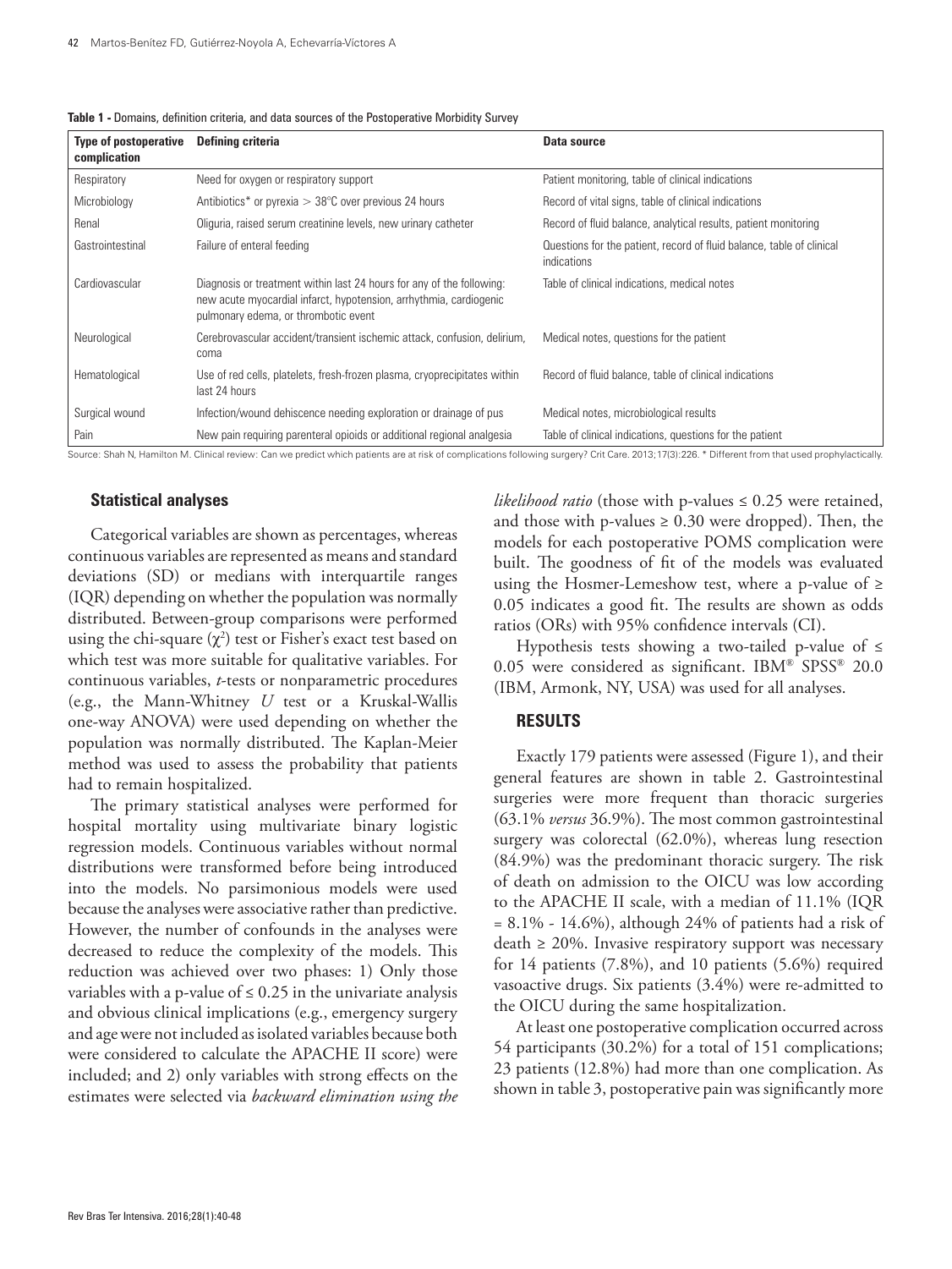**Table 1 -** Domains, definition criteria, and data sources of the Postoperative Morbidity Survey

| Type of postoperative complication | Defining criteria | Data source |
|---|---|---|
| Respiratory | Need for oxygen or respiratory support | Patient monitoring, table of clinical indications |
| Microbiology | Antibiotics* or pyrexia > 38°C over previous 24 hours | Record of vital signs, table of clinical indications |
| Renal | Oliguria, raised serum creatinine levels, new urinary catheter | Record of fluid balance, analytical results, patient monitoring |
| Gastrointestinal | Failure of enteral feeding | Questions for the patient, record of fluid balance, table of clinical indications |
| Cardiovascular | Diagnosis or treatment within last 24 hours for any of the following: new acute myocardial infarct, hypotension, arrhythmia, cardiogenic pulmonary edema, or thrombotic event | Table of clinical indications, medical notes |
| Neurological | Cerebrovascular accident/transient ischemic attack, confusion, delirium, coma | Medical notes, questions for the patient |
| Hematological | Use of red cells, platelets, fresh-frozen plasma, cryoprecipitates within last 24 hours | Record of fluid balance, table of clinical indications |
| Surgical wound | Infection/wound dehiscence needing exploration or drainage of pus | Medical notes, microbiological results |
| Pain | New pain requiring parenteral opioids or additional regional analgesia | Table of clinical indications, questions for the patient |

Source: Shah N, Hamilton M. Clinical review: Can we predict which patients are at risk of complications following surgery? Crit Care. 2013;17(3):226. * Different from that used prophylactically.

### Statistical analyses

Categorical variables are shown as percentages, whereas continuous variables are represented as means and standard deviations (SD) or medians with interquartile ranges (IQR) depending on whether the population was normally distributed. Between-group comparisons were performed using the chi-square ($\chi^2$) test or Fisher's exact test based on which test was more suitable for qualitative variables. For continuous variables, *t*-tests or nonparametric procedures (e.g., the Mann-Whitney *U* test or a Kruskal-Wallis one-way ANOVA) were used depending on whether the population was normally distributed. The Kaplan-Meier method was used to assess the probability that patients had to remain hospitalized.

The primary statistical analyses were performed for hospital mortality using multivariate binary logistic regression models. Continuous variables without normal distributions were transformed before being introduced into the models. No parsimonious models were used because the analyses were associative rather than predictive. However, the number of confounds in the analyses were decreased to reduce the complexity of the models. This reduction was achieved over two phases: 1) Only those variables with a p-value of ≤ 0.25 in the univariate analysis and obvious clinical implications (e.g., emergency surgery and age were not included as isolated variables because both were considered to calculate the APACHE II score) were included; and 2) only variables with strong effects on the estimates were selected via *backward elimination using the likelihood ratio* (those with p-values ≤ 0.25 were retained, and those with p-values ≥ 0.30 were dropped). Then, the models for each postoperative POMS complication were built. The goodness of fit of the models was evaluated using the Hosmer-Lemeshow test, where a p-value of ≥ 0.05 indicates a good fit. The results are shown as odds ratios (ORs) with 95% confidence intervals (CI).

Hypothesis tests showing a two-tailed p-value of ≤ 0.05 were considered as significant. IBM® SPSS® 20.0 (IBM, Armonk, NY, USA) was used for all analyses.

## RESULTS

Exactly 179 patients were assessed (Figure 1), and their general features are shown in table 2. Gastrointestinal surgeries were more frequent than thoracic surgeries (63.1% *versus* 36.9%). The most common gastrointestinal surgery was colorectal (62.0%), whereas lung resection (84.9%) was the predominant thoracic surgery. The risk of death on admission to the OICU was low according to the APACHE II scale, with a median of 11.1% (IQR = 8.1% - 14.6%), although 24% of patients had a risk of death ≥ 20%. Invasive respiratory support was necessary for 14 patients (7.8%), and 10 patients (5.6%) required vasoactive drugs. Six patients (3.4%) were re-admitted to the OICU during the same hospitalization.

At least one postoperative complication occurred across 54 participants (30.2%) for a total of 151 complications; 23 patients (12.8%) had more than one complication. As shown in table 3, postoperative pain was significantly more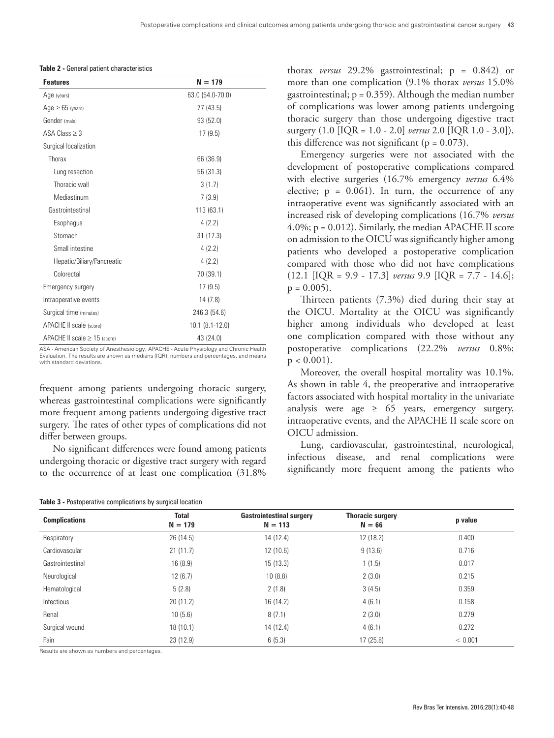**Table 2 -** General patient characteristics

| Features | N = 179 |
|---|---|
| Age (years) | 63.0 (54.0-70.0) |
| Age ≥ 65 (years) | 77 (43.5) |
| Gender (male) | 93 (52.0) |
| ASA Class ≥ 3 | 17 (9.5) |
| Surgical localization | |
| Thorax | 66 (36.9) |
| Lung resection | 56 (31.3) |
| Thoracic wall | 3 (1.7) |
| Mediastinum | 7 (3.9) |
| Gastrointestinal | 113 (63.1) |
| Esophagus | 4 (2.2) |
| Stomach | 31 (17.3) |
| Small intestine | 4 (2.2) |
| Hepatic/Biliary/Pancreatic | 4 (2.2) |
| Colorectal | 70 (39.1) |
| Emergency surgery | 17 (9.5) |
| Intraoperative events | 14 (7.8) |
| Surgical time (minutes) | 246.3 (54.6) |
| APACHE II scale (score) | 10.1 (8.1-12.0) |
| APACHE II scale ≥ 15 (score) | 43 (24.0) |

ASA - American Society of Anesthesiology; APACHE - Acute Physiology and Chronic Health Evaluation. The results are shown as medians (IQR), numbers and percentages, and means with standard deviations.

frequent among patients undergoing thoracic surgery, whereas gastrointestinal complications were significantly more frequent among patients undergoing digestive tract surgery. The rates of other types of complications did not differ between groups.

No significant differences were found among patients undergoing thoracic or digestive tract surgery with regard to the occurrence of at least one complication (31.8% thorax *versus* 29.2% gastrointestinal; p = 0.842) or more than one complication (9.1% thorax *versus* 15.0% gastrointestinal; p = 0.359). Although the median number of complications was lower among patients undergoing thoracic surgery than those undergoing digestive tract surgery (1.0 [IQR = 1.0 - 2.0] *versus* 2.0 [IQR 1.0 - 3.0]), this difference was not significant (p = 0.073).

Emergency surgeries were not associated with the development of postoperative complications compared with elective surgeries (16.7% emergency *versus* 6.4% elective; p = 0.061). In turn, the occurrence of any intraoperative event was significantly associated with an increased risk of developing complications (16.7% *versus* 4.0%; p = 0.012). Similarly, the median APACHE II score on admission to the OICU was significantly higher among patients who developed a postoperative complication compared with those who did not have complications (12.1 [IQR = 9.9 - 17.3] *versus* 9.9 [IQR = 7.7 - 14.6]; p = 0.005).

Thirteen patients (7.3%) died during their stay at the OICU. Mortality at the OICU was significantly higher among individuals who developed at least one complication compared with those without any postoperative complications (22.2% *versus* 0.8%; p < 0.001).

Moreover, the overall hospital mortality was 10.1%. As shown in table 4, the preoperative and intraoperative factors associated with hospital mortality in the univariate analysis were age ≥ 65 years, emergency surgery, intraoperative events, and the APACHE II scale score on OICU admission.

Lung, cardiovascular, gastrointestinal, neurological, infectious disease, and renal complications were significantly more frequent among the patients who

**Table 3 -** Postoperative complications by surgical location

| Complications | Total N = 179 | Gastrointestinal surgery N = 113 | Thoracic surgery N = 66 | p value |
|---|---|---|---|---|
| Respiratory | 26 (14.5) | 14 (12.4) | 12 (18.2) | 0.400 |
| Cardiovascular | 21 (11.7) | 12 (10.6) | 9 (13.6) | 0.716 |
| Gastrointestinal | 16 (8.9) | 15 (13.3) | 1 (1.5) | 0.017 |
| Neurological | 12 (6.7) | 10 (8.8) | 2 (3.0) | 0.215 |
| Hematological | 5 (2.8) | 2 (1.8) | 3 (4.5) | 0.359 |
| Infectious | 20 (11.2) | 16 (14.2) | 4 (6.1) | 0.158 |
| Renal | 10 (5.6) | 8 (7.1) | 2 (3.0) | 0.279 |
| Surgical wound | 18 (10.1) | 14 (12.4) | 4 (6.1) | 0.272 |
| Pain | 23 (12.9) | 6 (5.3) | 17 (25.8) | < 0.001 |

Results are shown as numbers and percentages.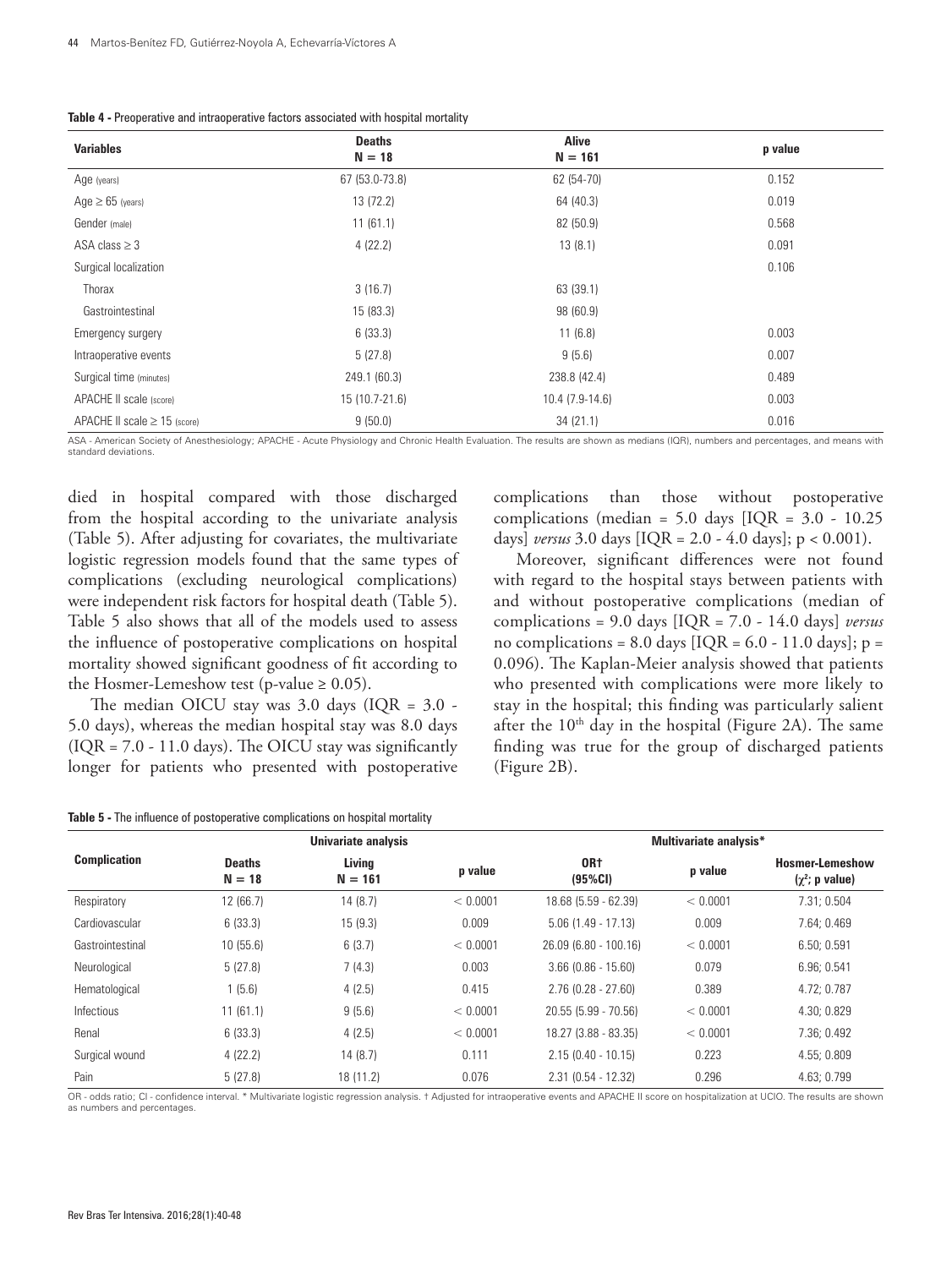**Table 4 -** Preoperative and intraoperative factors associated with hospital mortality

| Variables | Deaths N = 18 | Alive N = 161 | p value |
|---|---|---|---|
| Age (years) | 67 (53.0-73.8) | 62 (54-70) | 0.152 |
| Age ≥ 65 (years) | 13 (72.2) | 64 (40.3) | 0.019 |
| Gender (male) | 11 (61.1) | 82 (50.9) | 0.568 |
| ASA class ≥ 3 | 4 (22.2) | 13 (8.1) | 0.091 |
| Surgical localization | | | 0.106 |
| Thorax | 3 (16.7) | 63 (39.1) | |
| Gastrointestinal | 15 (83.3) | 98 (60.9) | |
| Emergency surgery | 6 (33.3) | 11 (6.8) | 0.003 |
| Intraoperative events | 5 (27.8) | 9 (5.6) | 0.007 |
| Surgical time (minutes) | 249.1 (60.3) | 238.8 (42.4) | 0.489 |
| APACHE II scale (score) | 15 (10.7-21.6) | 10.4 (7.9-14.6) | 0.003 |
| APACHE II scale ≥ 15 (score) | 9 (50.0) | 34 (21.1) | 0.016 |

ASA - American Society of Anesthesiology; APACHE - Acute Physiology and Chronic Health Evaluation. The results are shown as medians (IQR), numbers and percentages, and means with standard deviations.

died in hospital compared with those discharged from the hospital according to the univariate analysis (Table 5). After adjusting for covariates, the multivariate logistic regression models found that the same types of complications (excluding neurological complications) were independent risk factors for hospital death (Table 5). Table 5 also shows that all of the models used to assess the influence of postoperative complications on hospital mortality showed significant goodness of fit according to the Hosmer-Lemeshow test (p-value ≥ 0.05).

The median OICU stay was 3.0 days (IQR = 3.0 - 5.0 days), whereas the median hospital stay was 8.0 days (IQR = 7.0 - 11.0 days). The OICU stay was significantly longer for patients who presented with postoperative complications than those without postoperative complications (median = 5.0 days [IQR = 3.0 - 10.25 days] *versus* 3.0 days [IQR = 2.0 - 4.0 days]; p < 0.001).

Moreover, significant differences were not found with regard to the hospital stays between patients with and without postoperative complications (median of complications = 9.0 days [IQR = 7.0 - 14.0 days] *versus* no complications = 8.0 days [IQR = 6.0 - 11.0 days]; p = 0.096). The Kaplan-Meier analysis showed that patients who presented with complications were more likely to stay in the hospital; this finding was particularly salient after the 10th day in the hospital (Figure 2A). The same finding was true for the group of discharged patients (Figure 2B).

**Table 5 -** The influence of postoperative complications on hospital mortality

| Complication | Univariate analysis | | | Multivariate analysis* | | |
|---|---|---|---|---|---|---|
| | Deaths N = 18 | Living N = 161 | p value | OR† (95%CI) | p value | Hosmer-Lemeshow ($\chi^2$; p value) |
| Respiratory | 12 (66.7) | 14 (8.7) | < 0.0001 | 18.68 (5.59 - 62.39) | < 0.0001 | 7.31; 0.504 |
| Cardiovascular | 6 (33.3) | 15 (9.3) | 0.009 | 5.06 (1.49 - 17.13) | 0.009 | 7.64; 0.469 |
| Gastrointestinal | 10 (55.6) | 6 (3.7) | < 0.0001 | 26.09 (6.80 - 100.16) | < 0.0001 | 6.50; 0.591 |
| Neurological | 5 (27.8) | 7 (4.3) | 0.003 | 3.66 (0.86 - 15.60) | 0.079 | 6.96; 0.541 |
| Hematological | 1 (5.6) | 4 (2.5) | 0.415 | 2.76 (0.28 - 27.60) | 0.389 | 4.72; 0.787 |
| Infectious | 11 (61.1) | 9 (5.6) | < 0.0001 | 20.55 (5.99 - 70.56) | < 0.0001 | 4.30; 0.829 |
| Renal | 6 (33.3) | 4 (2.5) | < 0.0001 | 18.27 (3.88 - 83.35) | < 0.0001 | 7.36; 0.492 |
| Surgical wound | 4 (22.2) | 14 (8.7) | 0.111 | 2.15 (0.40 - 10.15) | 0.223 | 4.55; 0.809 |
| Pain | 5 (27.8) | 18 (11.2) | 0.076 | 2.31 (0.54 - 12.32) | 0.296 | 4.63; 0.799 |

OR - odds ratio; CI - confidence interval. * Multivariate logistic regression analysis. † Adjusted for intraoperative events and APACHE II score on hospitalization at UCIO. The results are shown as numbers and percentages.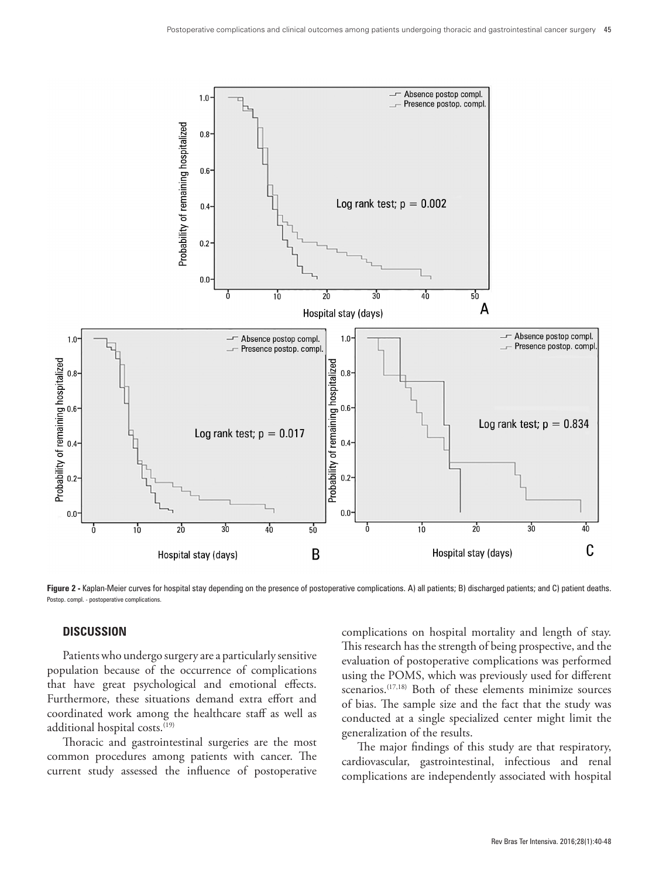Absence postop compl.
Presence postop. compl.
Probability of remaining hospitalized
Log rank test; p = 0.002
Hospital stay (days)
A

Absence postop compl.
Presence postop. compl.
Probability of remaining hospitalized
Log rank test; p = 0.017
Hospital stay (days)
B

Absence postop compl.
Presence postop. compl.
Probability of remaining hospitalized
Log rank test; p = 0.834
Hospital stay (days)
C

**Figure 2 -** Kaplan-Meier curves for hospital stay depending on the presence of postoperative complications. A) all patients; B) discharged patients; and C) patient deaths. Postop. compl. - postoperative complications.

## DISCUSSION

Patients who undergo surgery are a particularly sensitive population because of the occurrence of complications that have great psychological and emotional effects. Furthermore, these situations demand extra effort and coordinated work among the healthcare staff as well as additional hospital costs.[19]

Thoracic and gastrointestinal surgeries are the most common procedures among patients with cancer. The current study assessed the influence of postoperative complications on hospital mortality and length of stay. This research has the strength of being prospective, and the evaluation of postoperative complications was performed using the POMS, which was previously used for different scenarios.[17,18] Both of these elements minimize sources of bias. The sample size and the fact that the study was conducted at a single specialized center might limit the generalization of the results.

The major findings of this study are that respiratory, cardiovascular, gastrointestinal, infectious and renal complications are independently associated with hospital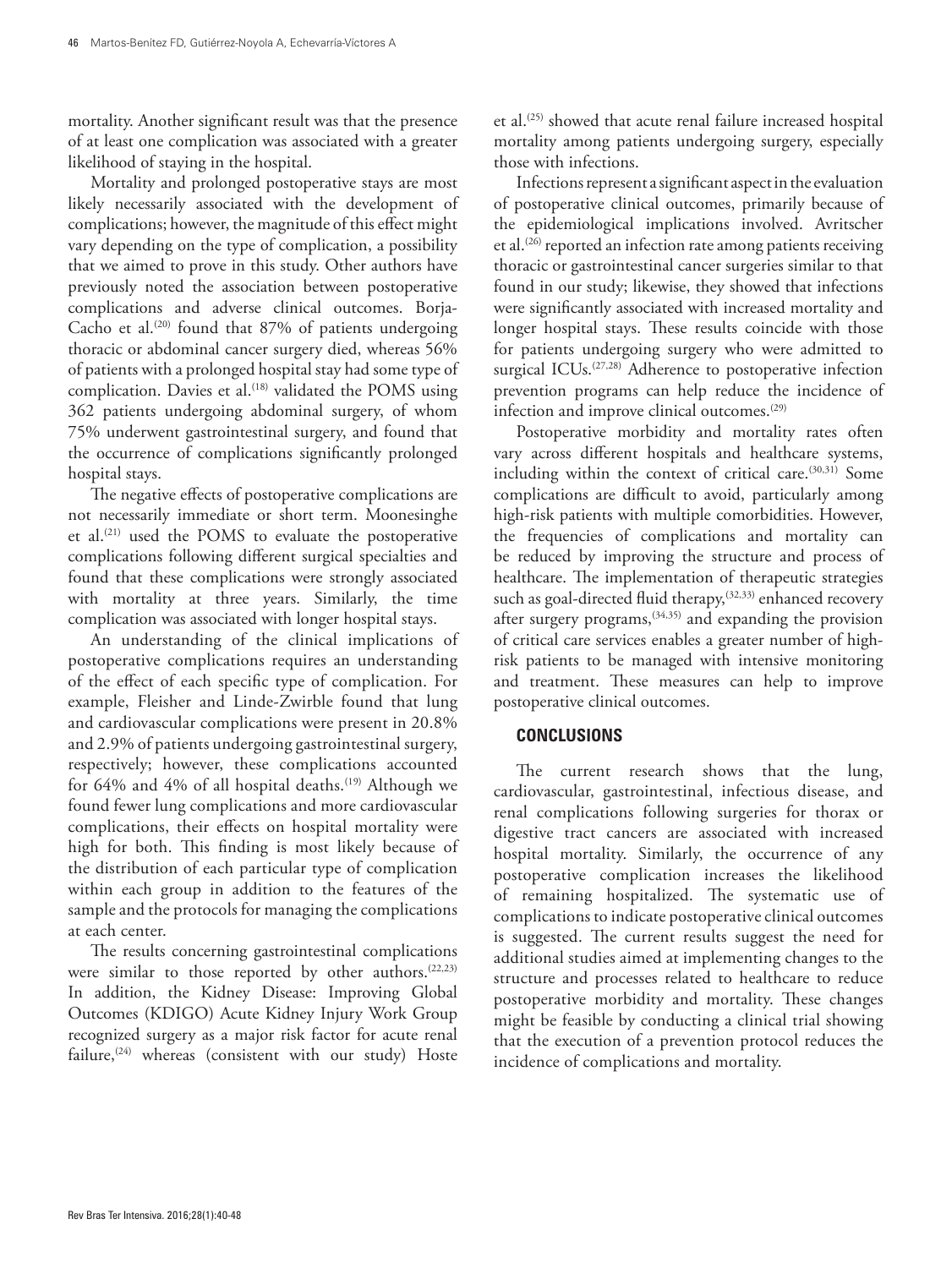mortality. Another significant result was that the presence of at least one complication was associated with a greater likelihood of staying in the hospital.

Mortality and prolonged postoperative stays are most likely necessarily associated with the development of complications; however, the magnitude of this effect might vary depending on the type of complication, a possibility that we aimed to prove in this study. Other authors have previously noted the association between postoperative complications and adverse clinical outcomes. Borja-Cacho et al.[20] found that 87% of patients undergoing thoracic or abdominal cancer surgery died, whereas 56% of patients with a prolonged hospital stay had some type of complication. Davies et al.[18] validated the POMS using 362 patients undergoing abdominal surgery, of whom 75% underwent gastrointestinal surgery, and found that the occurrence of complications significantly prolonged hospital stays.

The negative effects of postoperative complications are not necessarily immediate or short term. Moonesinghe et al.[21] used the POMS to evaluate the postoperative complications following different surgical specialties and found that these complications were strongly associated with mortality at three years. Similarly, the time complication was associated with longer hospital stays.

An understanding of the clinical implications of postoperative complications requires an understanding of the effect of each specific type of complication. For example, Fleisher and Linde-Zwirble found that lung and cardiovascular complications were present in 20.8% and 2.9% of patients undergoing gastrointestinal surgery, respectively; however, these complications accounted for 64% and 4% of all hospital deaths.[19] Although we found fewer lung complications and more cardiovascular complications, their effects on hospital mortality were high for both. This finding is most likely because of the distribution of each particular type of complication within each group in addition to the features of the sample and the protocols for managing the complications at each center.

The results concerning gastrointestinal complications were similar to those reported by other authors.[22,23] In addition, the Kidney Disease: Improving Global Outcomes (KDIGO) Acute Kidney Injury Work Group recognized surgery as a major risk factor for acute renal failure,[24] whereas (consistent with our study) Hoste et al.[25] showed that acute renal failure increased hospital mortality among patients undergoing surgery, especially those with infections.

Infections represent a significant aspect in the evaluation of postoperative clinical outcomes, primarily because of the epidemiological implications involved. Avritscher et al.[26] reported an infection rate among patients receiving thoracic or gastrointestinal cancer surgeries similar to that found in our study; likewise, they showed that infections were significantly associated with increased mortality and longer hospital stays. These results coincide with those for patients undergoing surgery who were admitted to surgical ICUs.[27,28] Adherence to postoperative infection prevention programs can help reduce the incidence of infection and improve clinical outcomes.[29]

Postoperative morbidity and mortality rates often vary across different hospitals and healthcare systems, including within the context of critical care.[30,31] Some complications are difficult to avoid, particularly among high-risk patients with multiple comorbidities. However, the frequencies of complications and mortality can be reduced by improving the structure and process of healthcare. The implementation of therapeutic strategies such as goal-directed fluid therapy,[32,33] enhanced recovery after surgery programs,[34,35] and expanding the provision of critical care services enables a greater number of high-risk patients to be managed with intensive monitoring and treatment. These measures can help to improve postoperative clinical outcomes.

## CONCLUSIONS

The current research shows that the lung, cardiovascular, gastrointestinal, infectious disease, and renal complications following surgeries for thorax or digestive tract cancers are associated with increased hospital mortality. Similarly, the occurrence of any postoperative complication increases the likelihood of remaining hospitalized. The systematic use of complications to indicate postoperative clinical outcomes is suggested. The current results suggest the need for additional studies aimed at implementing changes to the structure and processes related to healthcare to reduce postoperative morbidity and mortality. These changes might be feasible by conducting a clinical trial showing that the execution of a prevention protocol reduces the incidence of complications and mortality.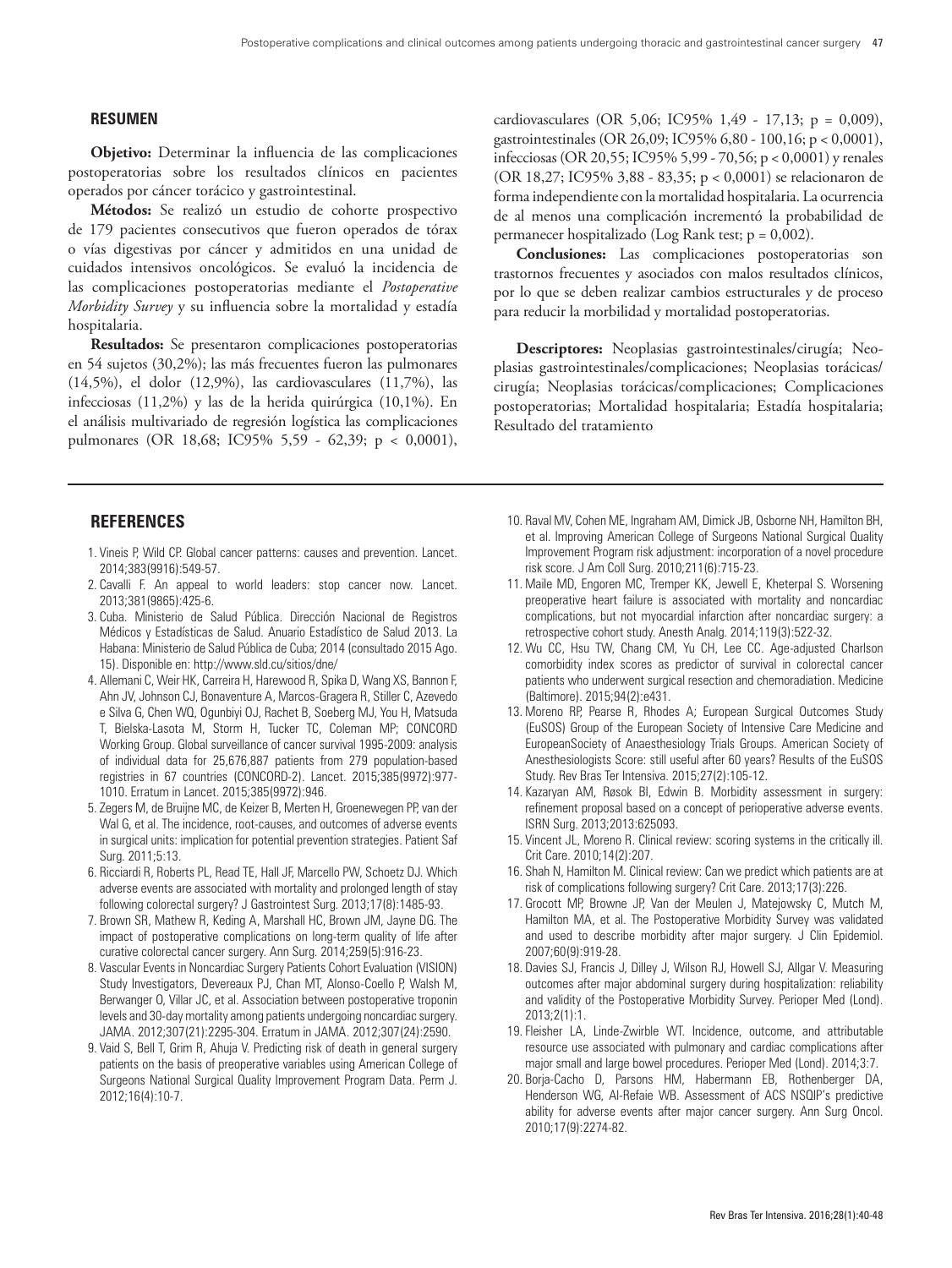## RESUMEN

**Objetivo:** Determinar la influencia de las complicaciones postoperatorias sobre los resultados clínicos en pacientes operados por cáncer torácico y gastrointestinal.

**Métodos:** Se realizó un estudio de cohorte prospectivo de 179 pacientes consecutivos que fueron operados de tórax o vías digestivas por cáncer y admitidos en una unidad de cuidados intensivos oncológicos. Se evaluó la incidencia de las complicaciones postoperatorias mediante el *Postoperative Morbidity Survey* y su influencia sobre la mortalidad y estadía hospitalaria.

**Resultados:** Se presentaron complicaciones postoperatorias en 54 sujetos (30,2%); las más frecuentes fueron las pulmonares (14,5%), el dolor (12,9%), las cardiovasculares (11,7%), las infecciosas (11,2%) y las de la herida quirúrgica (10,1%). En el análisis multivariado de regresión logística las complicaciones pulmonares (OR 18,68; IC95% 5,59 - 62,39; p < 0,0001), cardiovasculares (OR 5,06; IC95% 1,49 - 17,13; p = 0,009), gastrointestinales (OR 26,09; IC95% 6,80 - 100,16; p < 0,0001), infecciosas (OR 20,55; IC95% 5,99 - 70,56; p < 0,0001) y renales (OR 18,27; IC95% 3,88 - 83,35; p < 0,0001) se relacionaron de forma independiente con la mortalidad hospitalaria. La ocurrencia de al menos una complicación incrementó la probabilidad de permanecer hospitalizado (Log Rank test; p = 0,002).

**Conclusiones:** Las complicaciones postoperatorias son trastornos frecuentes y asociados con malos resultados clínicos, por lo que se deben realizar cambios estructurales y de proceso para reducir la morbilidad y mortalidad postoperatorias.

**Descriptores:** Neoplasias gastrointestinales/cirugía; Neoplasias gastrointestinales/complicaciones; Neoplasias torácicas/cirugía; Neoplasias torácicas/complicaciones; Complicaciones postoperatorias; Mortalidad hospitalaria; Estadía hospitalaria; Resultado del tratamiento

## REFERENCES

1. Vineis P, Wild CP. Global cancer patterns: causes and prevention. Lancet. 2014;383(9916):549-57.
2. Cavalli F. An appeal to world leaders: stop cancer now. Lancet. 2013;381(9865):425-6.
3. Cuba. Ministerio de Salud Pública. Dirección Nacional de Registros Médicos y Estadísticas de Salud. Anuario Estadístico de Salud 2013. La Habana: Ministerio de Salud Pública de Cuba; 2014 (consultado 2015 Ago. 15). Disponible en: http://www.sld.cu/sitios/dne/
4. Allemani C, Weir HK, Carreira H, Harewood R, Spika D, Wang XS, Bannon F, Ahn JV, Johnson CJ, Bonaventure A, Marcos-Gragera R, Stiller C, Azevedo e Silva G, Chen WQ, Ogunbiyi OJ, Rachet B, Soeberg MJ, You H, Matsuda T, Bielska-Lasota M, Storm H, Tucker TC, Coleman MP; CONCORD Working Group. Global surveillance of cancer survival 1995-2009: analysis of individual data for 25,676,887 patients from 279 population-based registries in 67 countries (CONCORD-2). Lancet. 2015;385(9972):977-1010. Erratum in Lancet. 2015;385(9972):946.
5. Zegers M, de Bruijne MC, de Keizer B, Merten H, Groenewegen PP, van der Wal G, et al. The incidence, root-causes, and outcomes of adverse events in surgical units: implication for potential prevention strategies. Patient Saf Surg. 2011;5:13.
6. Ricciardi R, Roberts PL, Read TE, Hall JF, Marcello PW, Schoetz DJ. Which adverse events are associated with mortality and prolonged length of stay following colorectal surgery? J Gastrointest Surg. 2013;17(8):1485-93.
7. Brown SR, Mathew R, Keding A, Marshall HC, Brown JM, Jayne DG. The impact of postoperative complications on long-term quality of life after curative colorectal cancer surgery. Ann Surg. 2014;259(5):916-23.
8. Vascular Events in Noncardiac Surgery Patients Cohort Evaluation (VISION) Study Investigators, Devereaux PJ, Chan MT, Alonso-Coello P, Walsh M, Berwanger O, Villar JC, et al. Association between postoperative troponin levels and 30-day mortality among patients undergoing noncardiac surgery. JAMA. 2012;307(21):2295-304. Erratum in JAMA. 2012;307(24):2590.
9. Vaid S, Bell T, Grim R, Ahuja V. Predicting risk of death in general surgery patients on the basis of preoperative variables using American College of Surgeons National Surgical Quality Improvement Program Data. Perm J. 2012;16(4):10-7.
10. Raval MV, Cohen ME, Ingraham AM, Dimick JB, Osborne NH, Hamilton BH, et al. Improving American College of Surgeons National Surgical Quality Improvement Program risk adjustment: incorporation of a novel procedure risk score. J Am Coll Surg. 2010;211(6):715-23.
11. Maile MD, Engoren MC, Tremper KK, Jewell E, Kheterpal S. Worsening preoperative heart failure is associated with mortality and noncardiac complications, but not myocardial infarction after noncardiac surgery: a retrospective cohort study. Anesth Analg. 2014;119(3):522-32.
12. Wu CC, Hsu TW, Chang CM, Yu CH, Lee CC. Age-adjusted Charlson comorbidity index scores as predictor of survival in colorectal cancer patients who underwent surgical resection and chemoradiation. Medicine (Baltimore). 2015;94(2):e431.
13. Moreno RP, Pearse R, Rhodes A; European Surgical Outcomes Study (EuSOS) Group of the European Society of Intensive Care Medicine and EuropeanSociety of Anaesthesiology Trials Groups. American Society of Anesthesiologists Score: still useful after 60 years? Results of the EuSOS Study. Rev Bras Ter Intensiva. 2015;27(2):105-12.
14. Kazaryan AM, Røsok BI, Edwin B. Morbidity assessment in surgery: refinement proposal based on a concept of perioperative adverse events. ISRN Surg. 2013;2013:625093.
15. Vincent JL, Moreno R. Clinical review: scoring systems in the critically ill. Crit Care. 2010;14(2):207.
16. Shah N, Hamilton M. Clinical review: Can we predict which patients are at risk of complications following surgery? Crit Care. 2013;17(3):226.
17. Grocott MP, Browne JP, Van der Meulen J, Matejowsky C, Mutch M, Hamilton MA, et al. The Postoperative Morbidity Survey was validated and used to describe morbidity after major surgery. J Clin Epidemiol. 2007;60(9):919-28.
18. Davies SJ, Francis J, Dilley J, Wilson RJ, Howell SJ, Allgar V. Measuring outcomes after major abdominal surgery during hospitalization: reliability and validity of the Postoperative Morbidity Survey. Perioper Med (Lond). 2013;2(1):1.
19. Fleisher LA, Linde-Zwirble WT. Incidence, outcome, and attributable resource use associated with pulmonary and cardiac complications after major small and large bowel procedures. Perioper Med (Lond). 2014;3:7.
20. Borja-Cacho D, Parsons HM, Habermann EB, Rothenberger DA, Henderson WG, Al-Refaie WB. Assessment of ACS NSQIP's predictive ability for adverse events after major cancer surgery. Ann Surg Oncol. 2010;17(9):2274-82.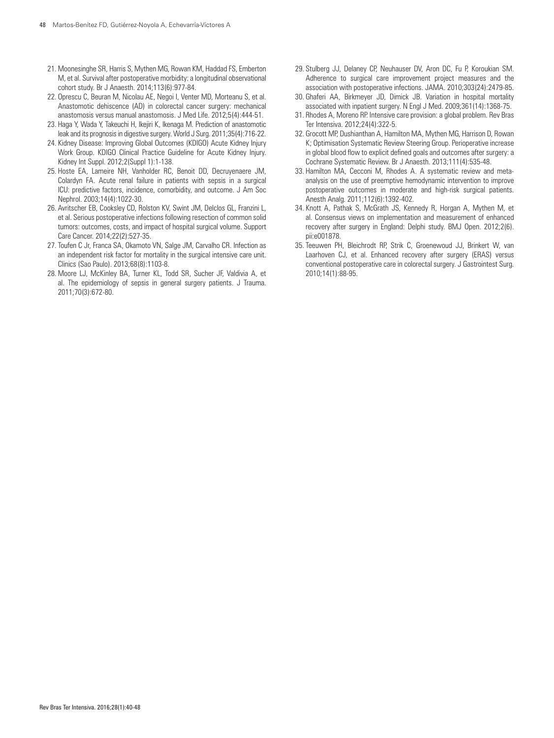21. Moonesinghe SR, Harris S, Mythen MG, Rowan KM, Haddad FS, Emberton M, et al. Survival after postoperative morbidity: a longitudinal observational cohort study. Br J Anaesth. 2014;113(6):977-84.
22. Oprescu C, Beuran M, Nicolau AE, Negoi I, Venter MD, Morteanu S, et al. Anastomotic dehiscence (AD) in colorectal cancer surgery: mechanical anastomosis versus manual anastomosis. J Med Life. 2012;5(4):444-51.
23. Haga Y, Wada Y, Takeuchi H, Ikejiri K, Ikenaga M. Prediction of anastomotic leak and its prognosis in digestive surgery. World J Surg. 2011;35(4):716-22.
24. Kidney Disease: Improving Global Outcomes (KDIGO) Acute Kidney Injury Work Group. KDIGO Clinical Practice Guideline for Acute Kidney Injury. Kidney Int Suppl. 2012;2(Suppl 1):1-138.
25. Hoste EA, Lameire NH, Vanholder RC, Benoit DD, Decruyenaere JM, Colardyn FA. Acute renal failure in patients with sepsis in a surgical ICU: predictive factors, incidence, comorbidity, and outcome. J Am Soc Nephrol. 2003;14(4):1022-30.
26. Avritscher EB, Cooksley CD, Rolston KV, Swint JM, Delclos GL, Franzini L, et al. Serious postoperative infections following resection of common solid tumors: outcomes, costs, and impact of hospital surgical volume. Support Care Cancer. 2014;22(2):527-35.
27. Toufen C Jr, Franca SA, Okamoto VN, Salge JM, Carvalho CR. Infection as an independent risk factor for mortality in the surgical intensive care unit. Clinics (Sao Paulo). 2013;68(8):1103-8.
28. Moore LJ, McKinley BA, Turner KL, Todd SR, Sucher JF, Valdivia A, et al. The epidemiology of sepsis in general surgery patients. J Trauma. 2011;70(3):672-80.
29. Stulberg JJ, Delaney CP, Neuhauser DV, Aron DC, Fu P, Koroukian SM. Adherence to surgical care improvement project measures and the association with postoperative infections. JAMA. 2010;303(24):2479-85.
30. Ghaferi AA, Birkmeyer JD, Dimick JB. Variation in hospital mortality associated with inpatient surgery. N Engl J Med. 2009;361(14):1368-75.
31. Rhodes A, Moreno RP. Intensive care provision: a global problem. Rev Bras Ter Intensiva. 2012;24(4):322-5.
32. Grocott MP, Dushianthan A, Hamilton MA, Mythen MG, Harrison D, Rowan K; Optimisation Systematic Review Steering Group. Perioperative increase in global blood flow to explicit defined goals and outcomes after surgery: a Cochrane Systematic Review. Br J Anaesth. 2013;111(4):535-48.
33. Hamilton MA, Cecconi M, Rhodes A. A systematic review and meta-analysis on the use of preemptive hemodynamic intervention to improve postoperative outcomes in moderate and high-risk surgical patients. Anesth Analg. 2011;112(6):1392-402.
34. Knott A, Pathak S, McGrath JS, Kennedy R, Horgan A, Mythen M, et al. Consensus views on implementation and measurement of enhanced recovery after surgery in England: Delphi study. BMJ Open. 2012;2(6). pii:e001878.
35. Teeuwen PH, Bleichrodt RP, Strik C, Groenewoud JJ, Brinkert W, van Laarhoven CJ, et al. Enhanced recovery after surgery (ERAS) versus conventional postoperative care in colorectal surgery. J Gastrointest Surg. 2010;14(1):88-95.